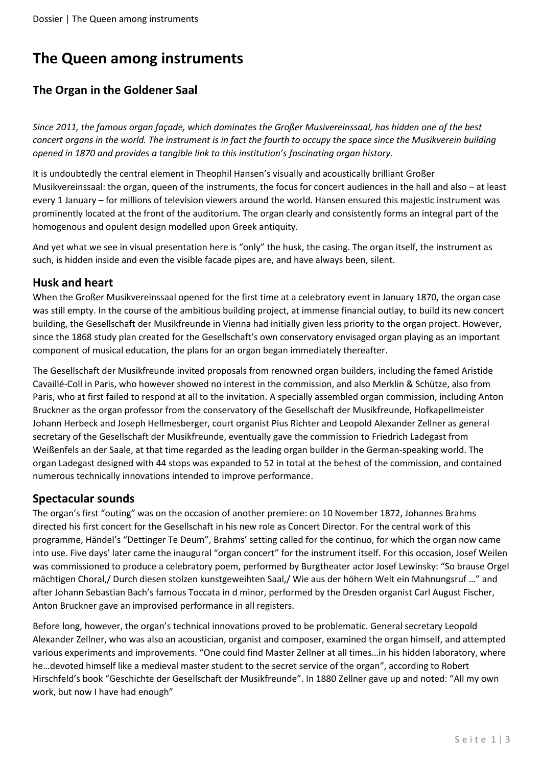# The Queen among instruments

## The Organ in the Goldener Saal

*Since 2011, the famous organ façade, which dominates the Großer Musivereinssaal, has hidden one of the best concert organs in the world. The instrument is in fact the fourth to occupy the space since the Musikverein building opened in 1870 and provides a tangible link to this institution's fascinating organ history.*

It is undoubtedly the central element in Theophil Hansen's visually and acoustically brilliant Großer Musikvereinssaal: the organ, queen of the instruments, the focus for concert audiences in the hall and also – at least every 1 January – for millions of television viewers around the world. Hansen ensured this majestic instrument was prominently located at the front of the auditorium. The organ clearly and consistently forms an integral part of the homogenous and opulent design modelled upon Greek antiquity.

And yet what we see in visual presentation here is "only" the husk, the casing. The organ itself, the instrument as such, is hidden inside and even the visible facade pipes are, and have always been, silent.

### Husk and heart

When the Großer Musikvereinssaal opened for the first time at a celebratory event in January 1870, the organ case was still empty. In the course of the ambitious building project, at immense financial outlay, to build its new concert building, the Gesellschaft der Musikfreunde in Vienna had initially given less priority to the organ project. However, since the 1868 study plan created for the Gesellschaft's own conservatory envisaged organ playing as an important component of musical education, the plans for an organ began immediately thereafter.

The Gesellschaft der Musikfreunde invited proposals from renowned organ builders, including the famed Aristide Cavaillé-Coll in Paris, who however showed no interest in the commission, and also Merklin & Schütze, also from Paris, who at first failed to respond at all to the invitation. A specially assembled organ commission, including Anton Bruckner as the organ professor from the conservatory of the Gesellschaft der Musikfreunde, Hofkapellmeister Johann Herbeck and Joseph Hellmesberger, court organist Pius Richter and Leopold Alexander Zellner as general secretary of the Gesellschaft der Musikfreunde, eventually gave the commission to Friedrich Ladegast from Weißenfels an der Saale, at that time regarded as the leading organ builder in the German-speaking world. The organ Ladegast designed with 44 stops was expanded to 52 in total at the behest of the commission, and contained numerous technically innovations intended to improve performance.

### Spectacular sounds

The organ's first "outing" was on the occasion of another premiere: on 10 November 1872, Johannes Brahms directed his first concert for the Gesellschaft in his new role as Concert Director. For the central work of this programme, Händel's "Dettinger Te Deum", Brahms' setting called for the continuo, for which the organ now came into use. Five days' later came the inaugural "organ concert" for the instrument itself. For this occasion, Josef Weilen was commissioned to produce a celebratory poem, performed by Burgtheater actor Josef Lewinsky: "So brause Orgel mächtigen Choral,/ Durch diesen stolzen kunstgeweihten Saal,/ Wie aus der höhern Welt ein Mahnungsruf …" and after Johann Sebastian Bach's famous Toccata in d minor, performed by the Dresden organist Carl August Fischer, Anton Bruckner gave an improvised performance in all registers.

Before long, however, the organ's technical innovations proved to be problematic. General secretary Leopold Alexander Zellner, who was also an acoustician, organist and composer, examined the organ himself, and attempted various experiments and improvements. "One could find Master Zellner at all times…in his hidden laboratory, where he…devoted himself like a medieval master student to the secret service of the organ", according to Robert Hirschfeld's book "Geschichte der Gesellschaft der Musikfreunde". In 1880 Zellner gave up and noted: "All my own work, but now I have had enough"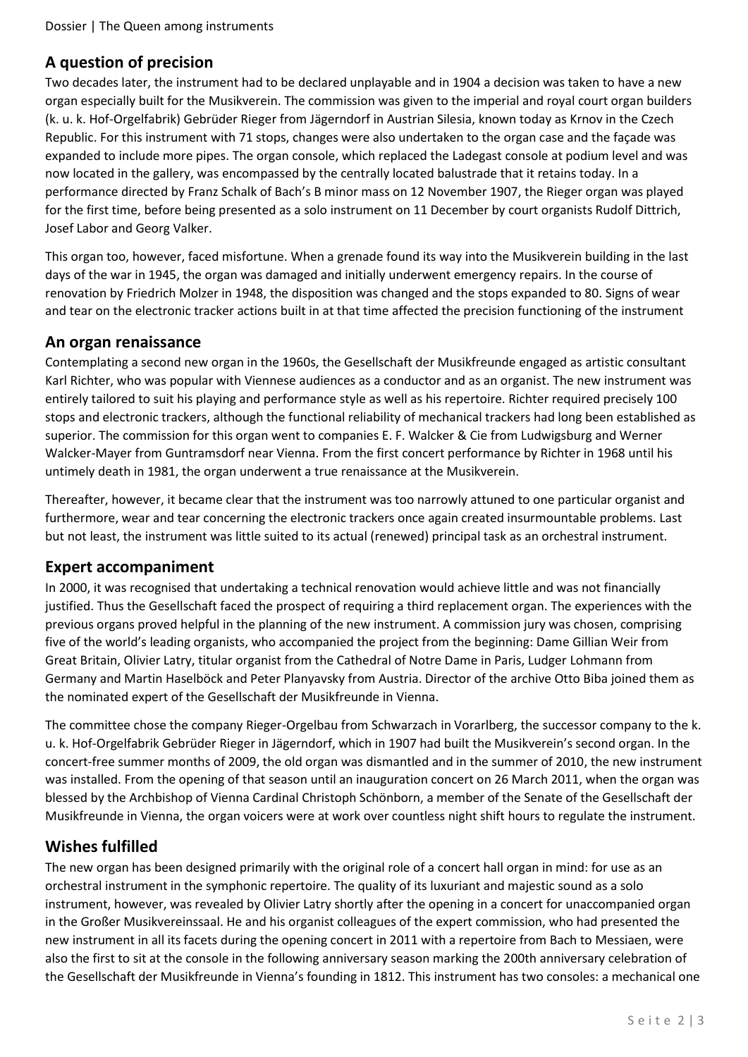## A question of precision

Two decades later, the instrument had to be declared unplayable and in 1904 a decision was taken to have a new organ especially built for the Musikverein. The commission was given to the imperial and royal court organ builders (k. u. k. Hof-Orgelfabrik) Gebrüder Rieger from Jägerndorf in Austrian Silesia, known today as Krnov in the Czech Republic. For this instrument with 71 stops, changes were also undertaken to the organ case and the façade was expanded to include more pipes. The organ console, which replaced the Ladegast console at podium level and was now located in the gallery, was encompassed by the centrally located balustrade that it retains today. In a performance directed by Franz Schalk of Bach's B minor mass on 12 November 1907, the Rieger organ was played for the first time, before being presented as a solo instrument on 11 December by court organists Rudolf Dittrich, Josef Labor and Georg Valker.

This organ too, however, faced misfortune. When a grenade found its way into the Musikverein building in the last days of the war in 1945, the organ was damaged and initially underwent emergency repairs. In the course of renovation by Friedrich Molzer in 1948, the disposition was changed and the stops expanded to 80. Signs of wear and tear on the electronic tracker actions built in at that time affected the precision functioning of the instrument

## An organ renaissance

Contemplating a second new organ in the 1960s, the Gesellschaft der Musikfreunde engaged as artistic consultant Karl Richter, who was popular with Viennese audiences as a conductor and as an organist. The new instrument was entirely tailored to suit his playing and performance style as well as his repertoire. Richter required precisely 100 stops and electronic trackers, although the functional reliability of mechanical trackers had long been established as superior. The commission for this organ went to companies E. F. Walcker & Cie from Ludwigsburg and Werner Walcker-Mayer from Guntramsdorf near Vienna. From the first concert performance by Richter in 1968 until his untimely death in 1981, the organ underwent a true renaissance at the Musikverein.

Thereafter, however, it became clear that the instrument was too narrowly attuned to one particular organist and furthermore, wear and tear concerning the electronic trackers once again created insurmountable problems. Last but not least, the instrument was little suited to its actual (renewed) principal task as an orchestral instrument.

## Expert accompaniment

In 2000, it was recognised that undertaking a technical renovation would achieve little and was not financially justified. Thus the Gesellschaft faced the prospect of requiring a third replacement organ. The experiences with the previous organs proved helpful in the planning of the new instrument. A commission jury was chosen, comprising five of the world's leading organists, who accompanied the project from the beginning: Dame Gillian Weir from Great Britain, Olivier Latry, titular organist from the Cathedral of Notre Dame in Paris, Ludger Lohmann from Germany and Martin Haselböck and Peter Planyavsky from Austria. Director of the archive Otto Biba joined them as the nominated expert of the Gesellschaft der Musikfreunde in Vienna.

The committee chose the company Rieger-Orgelbau from Schwarzach in Vorarlberg, the successor company to the k. u. k. Hof-Orgelfabrik Gebrüder Rieger in Jägerndorf, which in 1907 had built the Musikverein's second organ. In the concert-free summer months of 2009, the old organ was dismantled and in the summer of 2010, the new instrument was installed. From the opening of that season until an inauguration concert on 26 March 2011, when the organ was blessed by the Archbishop of Vienna Cardinal Christoph Schönborn, a member of the Senate of the Gesellschaft der Musikfreunde in Vienna, the organ voicers were at work over countless night shift hours to regulate the instrument.

## Wishes fulfilled

The new organ has been designed primarily with the original role of a concert hall organ in mind: for use as an orchestral instrument in the symphonic repertoire. The quality of its luxuriant and majestic sound as a solo instrument, however, was revealed by Olivier Latry shortly after the opening in a concert for unaccompanied organ in the Großer Musikvereinssaal. He and his organist colleagues of the expert commission, who had presented the new instrument in all its facets during the opening concert in 2011 with a repertoire from Bach to Messiaen, were also the first to sit at the console in the following anniversary season marking the 200th anniversary celebration of the Gesellschaft der Musikfreunde in Vienna's founding in 1812. This instrument has two consoles: a mechanical one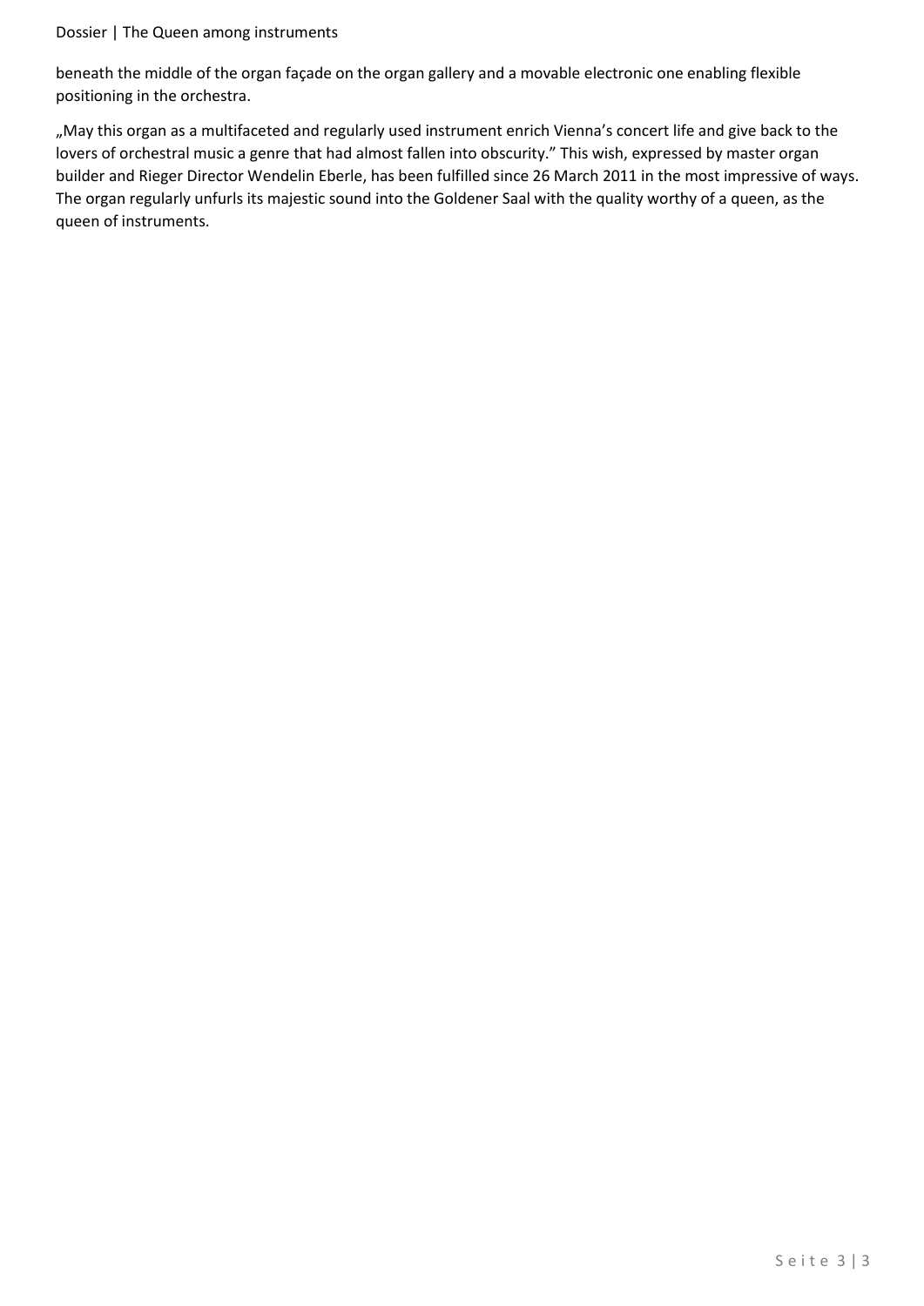beneath the middle of the organ façade on the organ gallery and a movable electronic one enabling flexible positioning in the orchestra.

„May this organ as a multifaceted and regularly used instrument enrich Vienna's concert life and give back to the lovers of orchestral music a genre that had almost fallen into obscurity." This wish, expressed by master organ builder and Rieger Director Wendelin Eberle, has been fulfilled since 26 March 2011 in the most impressive of ways. The organ regularly unfurls its majestic sound into the Goldener Saal with the quality worthy of a queen, as the queen of instruments.